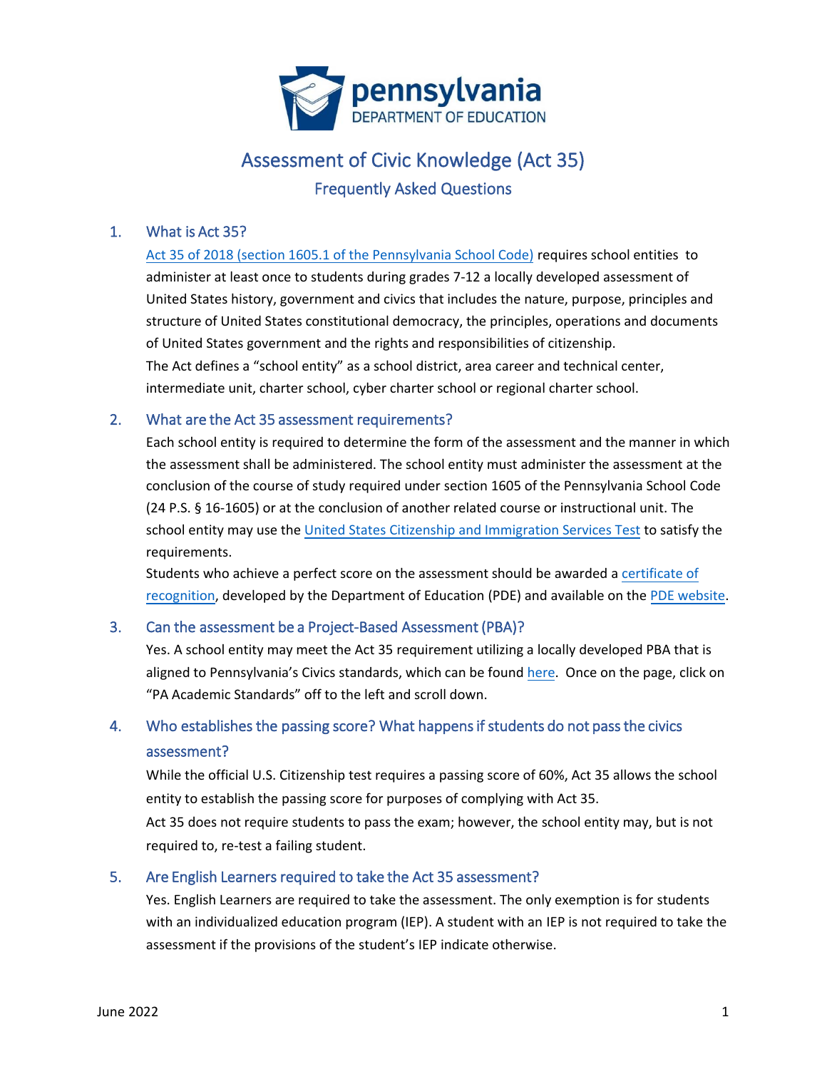# Assessment of Civic Knowledge (Act 35)

## Frequently Asked Questions

### 1. What is Act 35?

Act 35 of 2018 (section 1605.1 of the Pennsylvania School Code) requires school entities to administer at least once to students during grades 7-12 a locally developed assessment of United States history, government and civics that includes the nature, purpose, principles and structure of United States constitutional democracy, the principles, operations and documents of United States government and the rights and responsibilities of citizenship.

The Act defines a "school entity" as a school district, area career and technical center, intermediate unit, charter school, cyber charter school or regional charter school.

### 2. What are the Act 35 assessment requirements?

Each school entity is required to determine the form of the assessment and the manner in which the assessment shall be administered. The school entity must administer the assessment at the conclusion of the course of study required under section 1605 of the Pennsylvania School Code (24 P.S. § 16-1605) or at the conclusion of another related course or instructional unit. The school entity may use the United States Citizenship and Immigration Services Test to satisfy the requirements.

Students who achieve a perfect score on the assessment should be awarded a certificate of recognition, developed by the Department of Education (PDE) and available on the PDE website.

### 3. Can the assessment be a Project-Based Assessment (PBA)?

Yes. A school entity may meet the Act 35 requirement utilizing a locally developed PBA that is aligned to Pennsylvania's Civics standards, which can be found here. Once on the page, click on "PA Academic Standards" off to the left and scroll down.

### 4. Who establishes the passing score? What happens if students do not pass the civics assessment?

While the official U.S. Citizenship test requires a passing score of 60%, Act 35 allows the school entity to establish the passing score for purposes of complying with Act 35.

Act 35 does not require students to pass the exam; however, the school entity may, but is not required to, re-test a failing student.

### 5. Are English Learners required to take the Act 35 assessment?

Yes. English Learners are required to take the assessment. The only exemption is for students with an individualized education program (IEP). A student with an IEP is not required to take the assessment if the provisions of the student's IEP indicate otherwise.

June 2022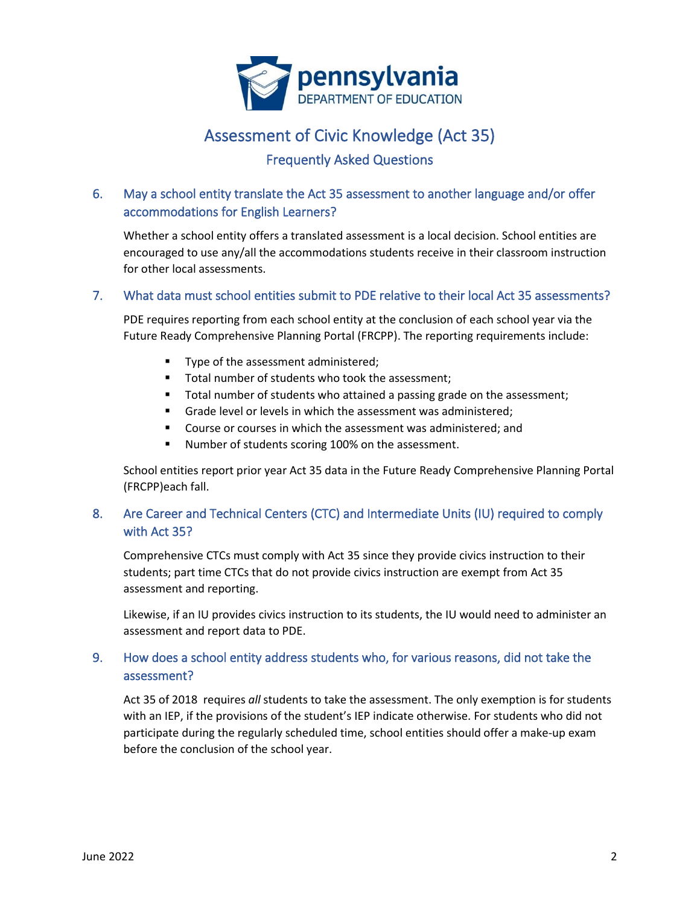# Assessment of Civic Knowledge (Act 35)

## Frequently Asked Questions

### 6. May a school entity translate the Act 35 assessment to another language and/or offer accommodations for English Learners?

Whether a school entity offers a translated assessment is a local decision. School entities are encouraged to use any/all the accommodations students receive in their classroom instruction for other local assessments.

### 7. What data must school entities submit to PDE relative to their local Act 35 assessments?

PDE requires reporting from each school entity at the conclusion of each school year via the Future Ready Comprehensive Planning Portal (FRCPP). The reporting requirements include:

- Type of the assessment administered;
- Total number of students who took the assessment;
- Total number of students who attained a passing grade on the assessment;
- Grade level or levels in which the assessment was administered;
- Course or courses in which the assessment was administered; and
- Number of students scoring 100% on the assessment.

School entities report prior year Act 35 data in the Future Ready Comprehensive Planning Portal (FRCPP)each fall.

### 8. Are Career and Technical Centers (CTC) and Intermediate Units (IU) required to comply with Act 35?

Comprehensive CTCs must comply with Act 35 since they provide civics instruction to their students; part time CTCs that do not provide civics instruction are exempt from Act 35 assessment and reporting.

Likewise, if an IU provides civics instruction to its students, the IU would need to administer an assessment and report data to PDE.

### 9. How does a school entity address students who, for various reasons, did not take the assessment?

Act 35 of 2018 requires *all* students to take the assessment. The only exemption is for students with an IEP, if the provisions of the student's IEP indicate otherwise. For students who did not participate during the regularly scheduled time, school entities should offer a make-up exam before the conclusion of the school year.

June 2022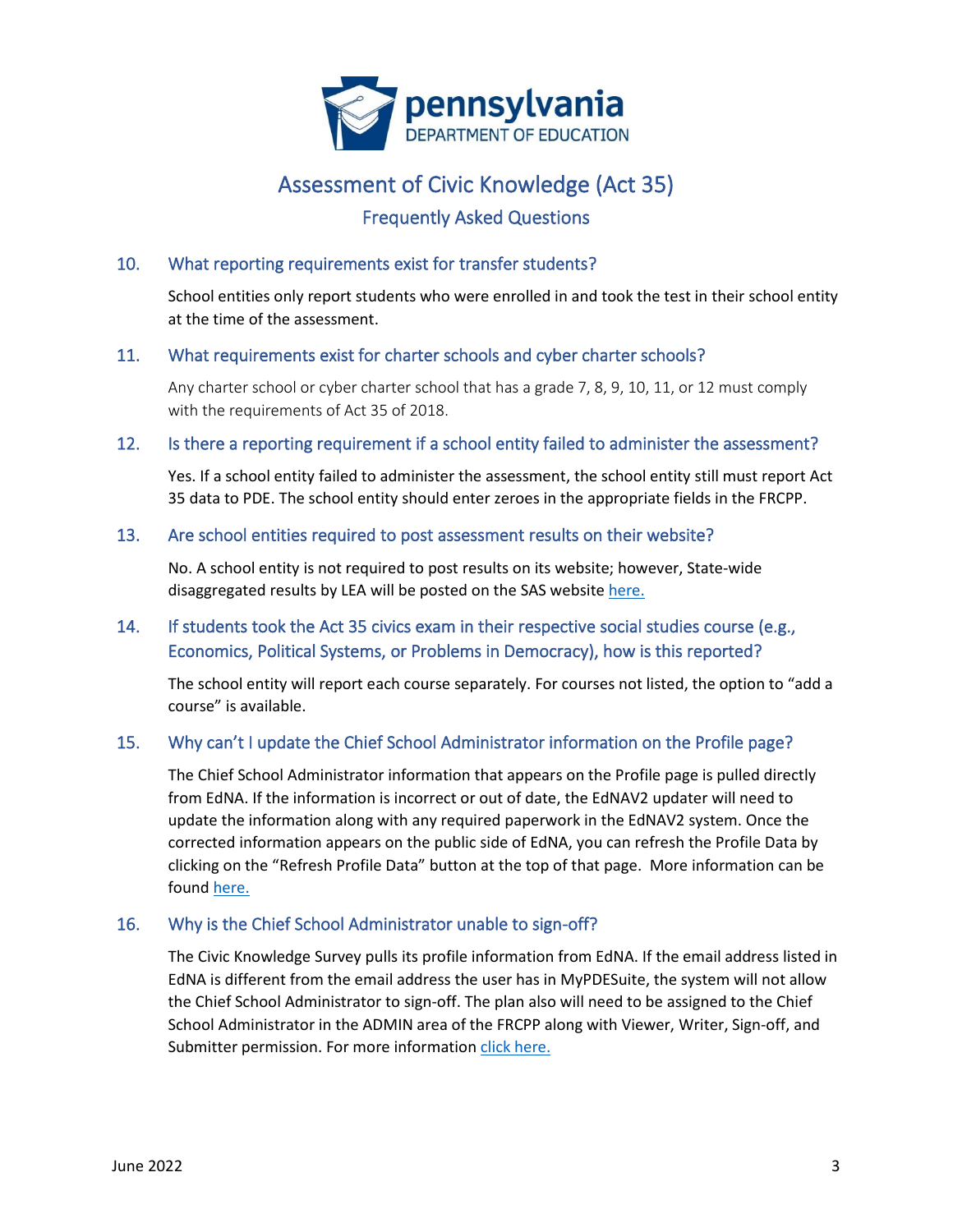# Assessment of Civic Knowledge (Act 35)

## Frequently Asked Questions

### 10. What reporting requirements exist for transfer students?

School entities only report students who were enrolled in and took the test in their school entity at the time of the assessment.

### 11. What requirements exist for charter schools and cyber charter schools?

Any charter school or cyber charter school that has a grade 7, 8, 9, 10, 11, or 12 must comply with the requirements of Act 35 of 2018.

### 12. Is there a reporting requirement if a school entity failed to administer the assessment?

Yes. If a school entity failed to administer the assessment, the school entity still must report Act 35 data to PDE. The school entity should enter zeroes in the appropriate fields in the FRCPP.

### 13. Are school entities required to post assessment results on their website?

No. A school entity is not required to post results on its website; however, State-wide disaggregated results by LEA will be posted on the SAS website here.

### 14. If students took the Act 35 civics exam in their respective social studies course (e.g., Economics, Political Systems, or Problems in Democracy), how is this reported?

The school entity will report each course separately. For courses not listed, the option to "add a course" is available.

### 15. Why can't I update the Chief School Administrator information on the Profile page?

The Chief School Administrator information that appears on the Profile page is pulled directly from EdNA. If the information is incorrect or out of date, the EdNAV2 updater will need to update the information along with any required paperwork in the EdNAV2 system. Once the corrected information appears on the public side of EdNA, you can refresh the Profile Data by clicking on the "Refresh Profile Data" button at the top of that page. More information can be found here.

### 16. Why is the Chief School Administrator unable to sign-off?

The Civic Knowledge Survey pulls its profile information from EdNA. If the email address listed in EdNA is different from the email address the user has in MyPDESuite, the system will not allow the Chief School Administrator to sign-off. The plan also will need to be assigned to the Chief School Administrator in the ADMIN area of the FRCPP along with Viewer, Writer, Sign-off, and Submitter permission. For more information click here.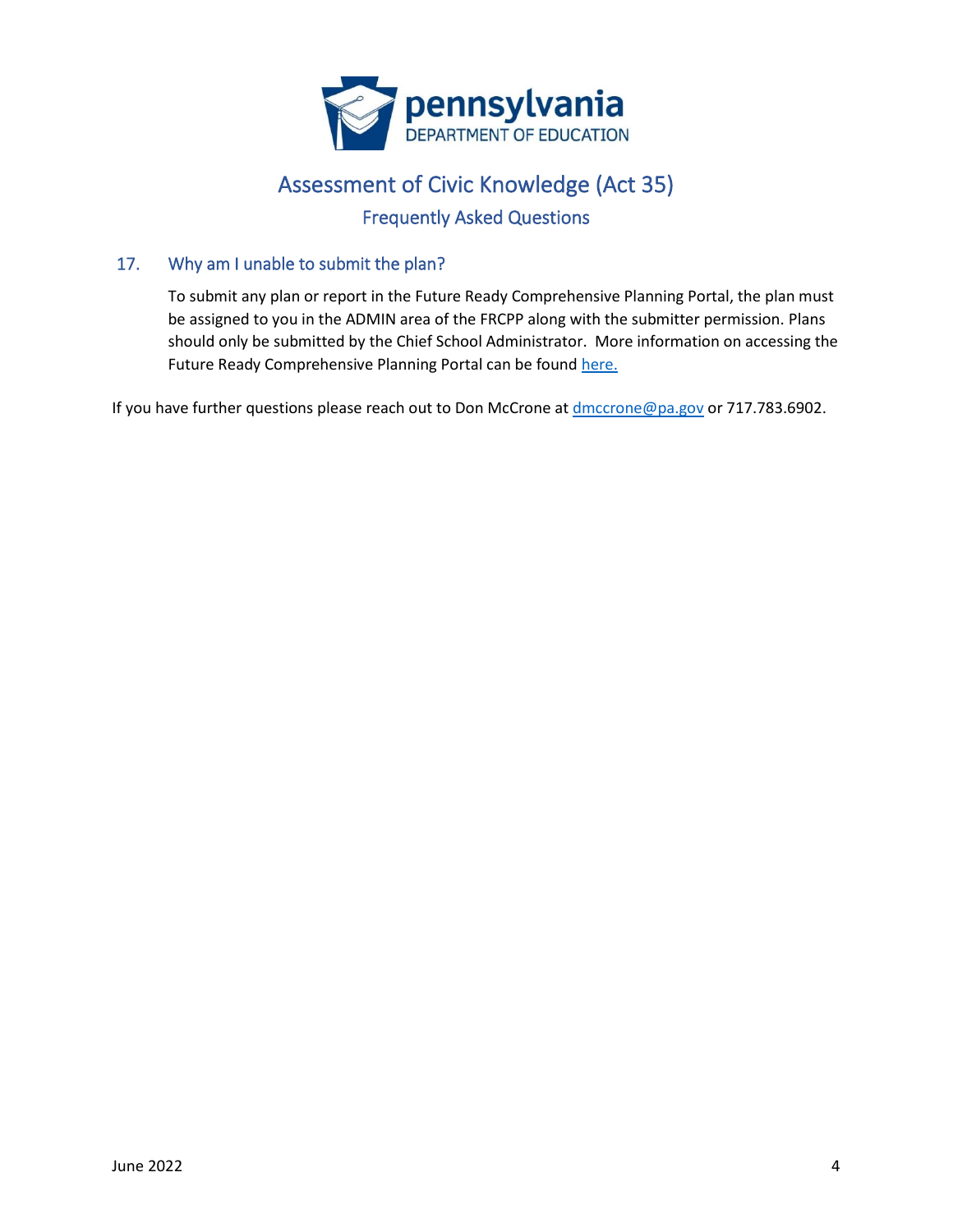# Assessment of Civic Knowledge (Act 35)

## Frequently Asked Questions

### 17. Why am I unable to submit the plan?

To submit any plan or report in the Future Ready Comprehensive Planning Portal, the plan must be assigned to you in the ADMIN area of the FRCPP along with the submitter permission. Plans should only be submitted by the Chief School Administrator. More information on accessing the Future Ready Comprehensive Planning Portal can be found here.

If you have further questions please reach out to Don McCrone at dmccrone@pa.gov or 717.783.6902.